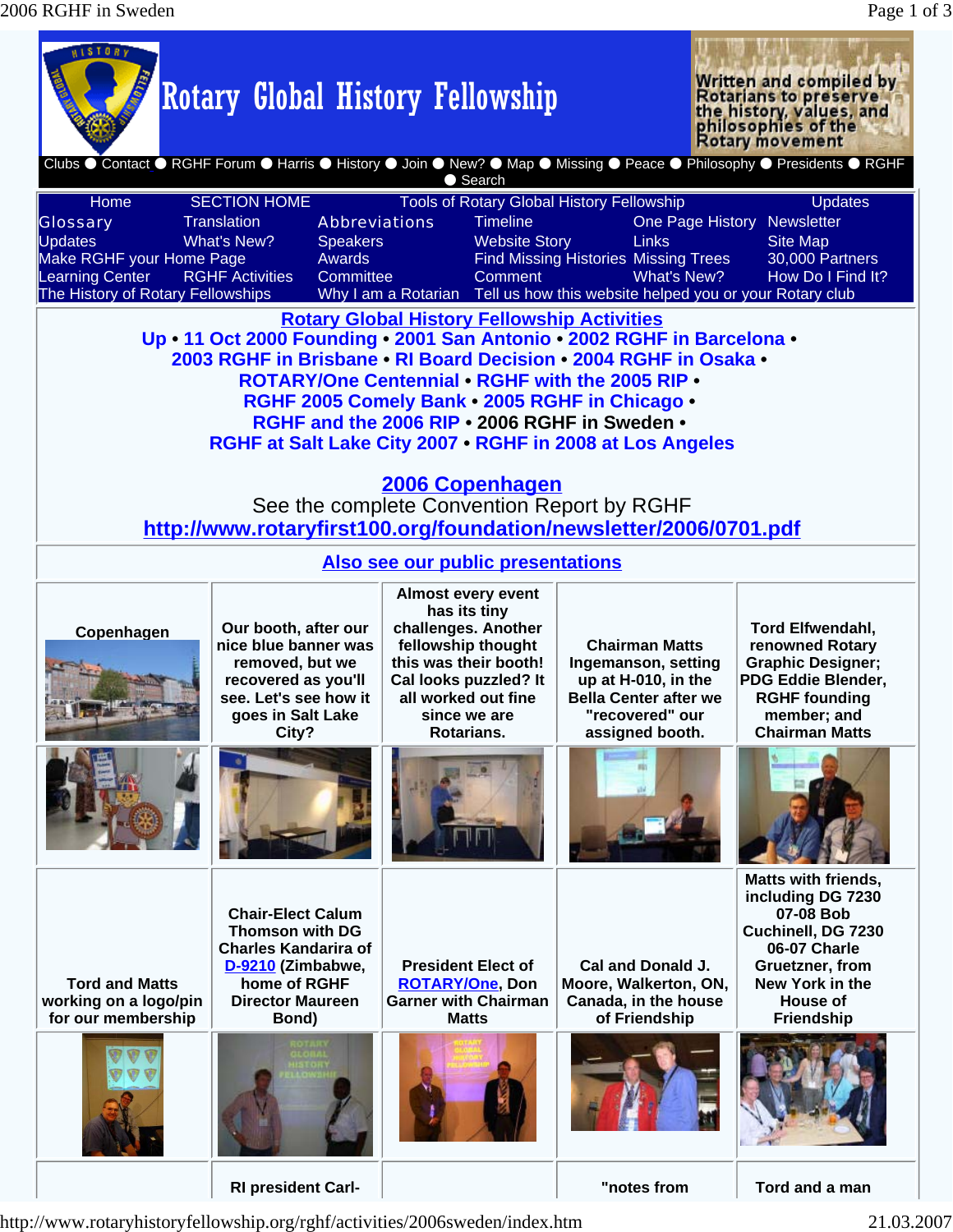# Rotary Global History Fellowship

Written and compiled by Rotarians to preserve the history, values, and philosophies of the Rotary movement

Clubs ● Contact ● RGHF Forum ● Harris ● History ● Join ● New? ● Map ● Missing ● Peace ● Philosophy ● Presidents ● RGHF ● Search

| Home | SECTION HOME | Tools of Rotary Global History Fellowship | | | Updates |
|---|---|---|---|---|---|
| Glossary | Translation | Abbreviations | Timeline | One Page History | Newsletter |
| Updates | What's New? | Speakers | Website Story | Links | Site Map |
| Make RGHF your Home Page | | Awards | Find Missing Histories | Missing Trees | 30,000 Partners |
| Learning Center | RGHF Activities | Committee | Comment | What's New? | How Do I Find It? |
| The History of Rotary Fellowships | | Why I am a Rotarian | Tell us how this website helped you or your Rotary club | | |

## Rotary Global History Fellowship Activities

Up • 11 Oct 2000 Founding • 2001 San Antonio • 2002 RGHF in Barcelona • 2003 RGHF in Brisbane • RI Board Decision • 2004 RGHF in Osaka • ROTARY/One Centennial • RGHF with the 2005 RIP • RGHF 2005 Comely Bank • 2005 RGHF in Chicago • RGHF and the 2006 RIP • 2006 RGHF in Sweden • RGHF at Salt Lake City 2007 • RGHF in 2008 at Los Angeles

## 2006 Copenhagen

See the complete Convention Report by RGHF
http://www.rotaryfirst100.org/foundation/newsletter/2006/0701.pdf

**Also see our public presentations**

| Copenhagen | Our booth, after our nice blue banner was removed, but we recovered as you'll see. Let's see how it goes in Salt Lake City? | Almost every event has its tiny challenges. Another fellowship thought this was their booth! Cal looks puzzled? It all worked out fine since we are Rotarians. | Chairman Matts Ingemanson, setting up at H-010, in the Bella Center after we "recovered" our assigned booth. | Tord Elfwendahl, renowned Rotary Graphic Designer; PDG Eddie Blender, RGHF founding member; and Chairman Matts |
|---|---|---|---|---|
| Tord and Matts working on a logo/pin for our membership | Chair-Elect Calum Thomson with DG Charles Kandarira of D-9210 (Zimbabwe, home of RGHF Director Maureen Bond) | President Elect of ROTARY/One, Don Garner with Chairman Matts | Cal and Donald J. Moore, Walkerton, ON, Canada, in the house of Friendship | Matts with friends, including DG 7230 07-08 Bob Cuchinell, DG 7230 06-07 Charle Gruetzner, from New York in the House of Friendship |
| | RI president Carl- | | "notes from | Tord and a man |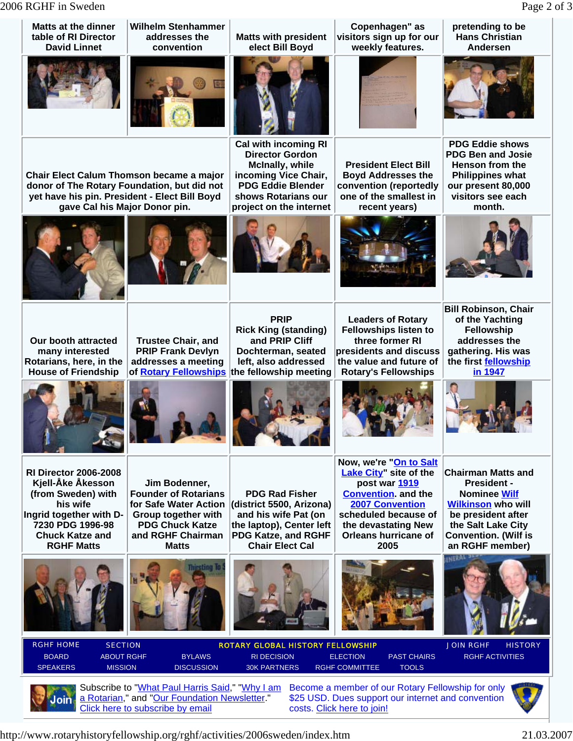| Matts at the dinner table of RI Director David Linnet | Wilhelm Stenhammer addresses the convention | Matts with president elect Bill Boyd | Copenhagen" as visitors sign up for our weekly features. | pretending to be Hans Christian Andersen |
|---|---|---|---|---|
| Chair Elect Calum Thomson became a major donor of The Rotary Foundation, but did not yet have his pin. President - Elect Bill Boyd gave Cal his Major Donor pin. | | Cal with incoming RI Director Gordon McInally, while incoming Vice Chair, PDG Eddie Blender shows Rotarians our project on the internet | President Elect Bill Boyd Addresses the convention (reportedly one of the smallest in recent years) | PDG Eddie shows PDG Ben and Josie Henson from the Philippines what our present 80,000 visitors see each month. |
| Our booth attracted many interested Rotarians, here, in the House of Friendship | Trustee Chair, and PRIP Frank Devlyn addresses a meeting of Rotary Fellowships | PRIP Rick King (standing) and PRIP Cliff Dochterman, seated left, also addressed the fellowship meeting | Leaders of Rotary Fellowships listen to three former RI presidents and discuss the value and future of Rotary's Fellowships | Bill Robinson, Chair of the Yachting Fellowship addresses the gathering. His was the first fellowship in 1947 |
| RI Director 2006-2008 Kjell-Åke Åkesson (from Sweden) with his wife Ingrid together with D-7230 PDG 1996-98 Chuck Katze and RGHF Matts | Jim Bodenner, Founder of Rotarians for Safe Water Action Group together with PDG Chuck Katze and RGHF Chairman Matts | PDG Rad Fisher (district 5500, Arizona) and his wife Pat (on the laptop), Center left PDG Katze, and RGHF Chair Elect Cal | Now, we're "On to Salt Lake City" site of the post war 1919 Convention. and the 2007 Convention scheduled because of the devastating New Orleans hurricane of 2005 | Chairman Matts and President - Nominee Wilf Wilkinson who will be president after the Salt Lake City Convention. (Wilf is an RGHF member) |

RGHF HOME | SECTION | ROTARY GLOBAL HISTORY FELLOWSHIP | JOIN RGHF | HISTORY
BOARD | ABOUT RGHF | BYLAWS | RI DECISION | ELECTION | PAST CHAIRS | RGHF ACTIVITIES
SPEAKERS | MISSION | DISCUSSION | 30K PARTNERS | RGHF COMMITTEE | TOOLS

Join

Subscribe to "What Paul Harris Said," "Why I am a Rotarian," and "Our Foundation Newsletter." Click here to subscribe by email

Become a member of our Rotary Fellowship for only $25 USD. Dues support our internet and convention costs. Click here to join!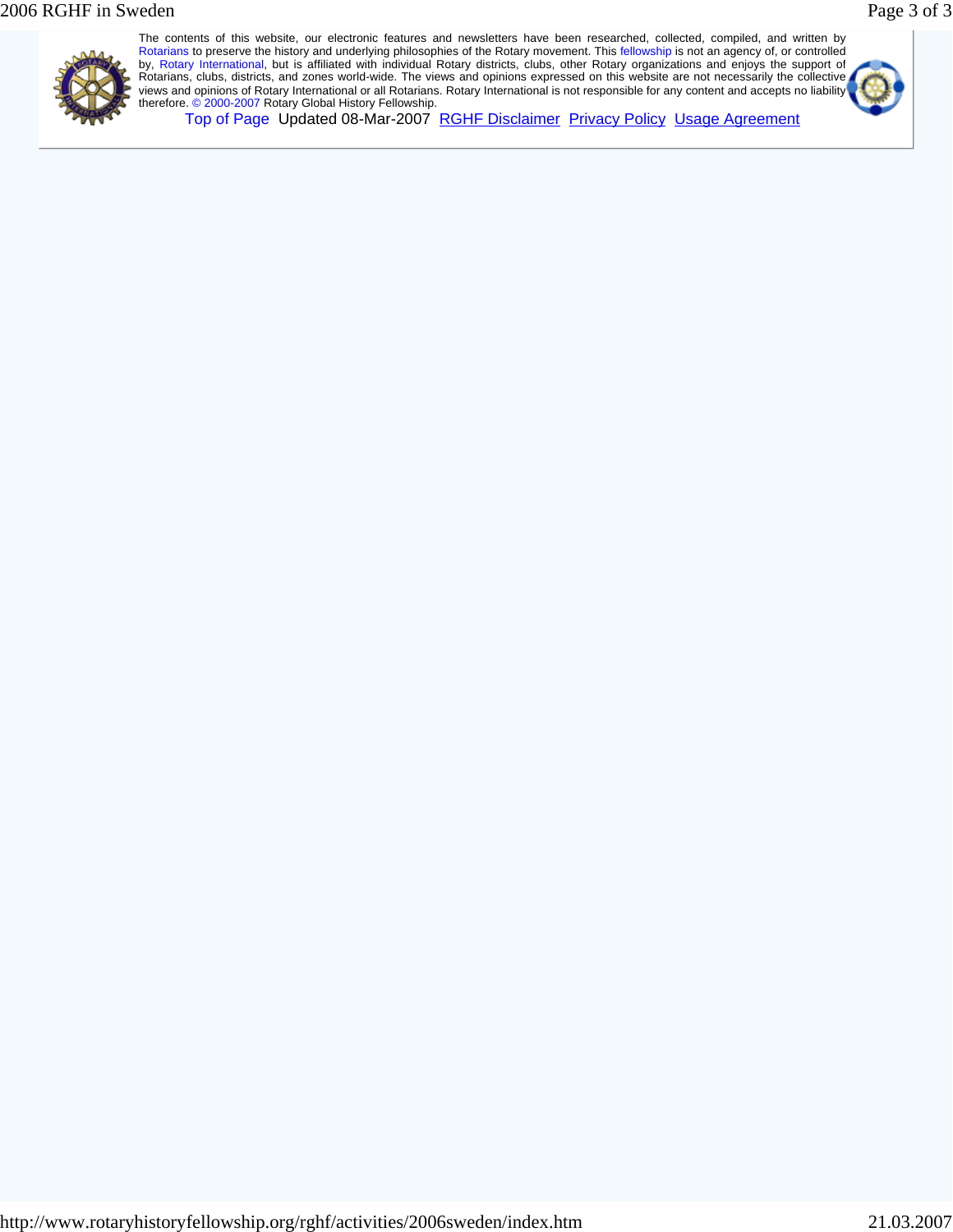The contents of this website, our electronic features and newsletters have been researched, collected, compiled, and written by Rotarians to preserve the history and underlying philosophies of the Rotary movement. This fellowship is not an agency of, or controlled by, Rotary International, but is affiliated with individual Rotary districts, clubs, other Rotary organizations and enjoys the support of Rotarians, clubs, districts, and zones world-wide. The views and opinions expressed on this website are not necessarily the collective views and opinions of Rotary International or all Rotarians. Rotary International is not responsible for any content and accepts no liability therefore. © 2000-2007 Rotary Global History Fellowship.

Top of Page Updated 08-Mar-2007 RGHF Disclaimer Privacy Policy Usage Agreement